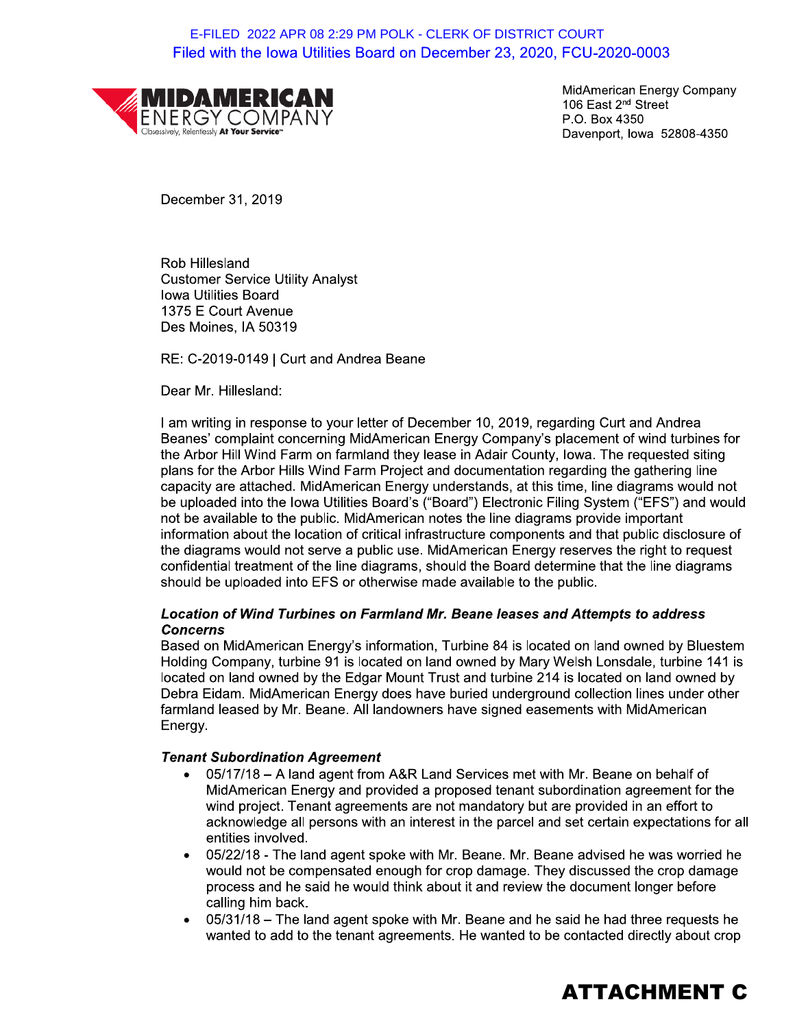E-FILED 2022 APR 08 2:29 PM POLK - CLERK OF DISTRICT COURT
Filed with the Iowa Utilities Board on December 23, 2020, FCU-2020-0003

MIDAMERICAN ENERGY COMPANY
Obsessively, Relentlessly At Your Service™

MidAmerican Energy Company
106 East 2nd Street
P.O. Box 4350
Davenport, Iowa 52808-4350

December 31, 2019

Rob Hillesland
Customer Service Utility Analyst
Iowa Utilities Board
1375 E Court Avenue
Des Moines, IA 50319

RE: C-2019-0149 | Curt and Andrea Beane

Dear Mr. Hillesland:

I am writing in response to your letter of December 10, 2019, regarding Curt and Andrea Beanes' complaint concerning MidAmerican Energy Company's placement of wind turbines for the Arbor Hill Wind Farm on farmland they lease in Adair County, Iowa. The requested siting plans for the Arbor Hills Wind Farm Project and documentation regarding the gathering line capacity are attached. MidAmerican Energy understands, at this time, line diagrams would not be uploaded into the Iowa Utilities Board's ("Board") Electronic Filing System ("EFS") and would not be available to the public. MidAmerican notes the line diagrams provide important information about the location of critical infrastructure components and that public disclosure of the diagrams would not serve a public use. MidAmerican Energy reserves the right to request confidential treatment of the line diagrams, should the Board determine that the line diagrams should be uploaded into EFS or otherwise made available to the public.

***Location of Wind Turbines on Farmland Mr. Beane leases and Attempts to address Concerns***

Based on MidAmerican Energy's information, Turbine 84 is located on land owned by Bluestem Holding Company, turbine 91 is located on land owned by Mary Welsh Lonsdale, turbine 141 is located on land owned by the Edgar Mount Trust and turbine 214 is located on land owned by Debra Eidam. MidAmerican Energy does have buried underground collection lines under other farmland leased by Mr. Beane. All landowners have signed easements with MidAmerican Energy.

***Tenant Subordination Agreement***

- 05/17/18 – A land agent from A&R Land Services met with Mr. Beane on behalf of MidAmerican Energy and provided a proposed tenant subordination agreement for the wind project. Tenant agreements are not mandatory but are provided in an effort to acknowledge all persons with an interest in the parcel and set certain expectations for all entities involved.
- 05/22/18 - The land agent spoke with Mr. Beane. Mr. Beane advised he was worried he would not be compensated enough for crop damage. They discussed the crop damage process and he said he would think about it and review the document longer before calling him back.
- 05/31/18 – The land agent spoke with Mr. Beane and he said he had three requests he wanted to add to the tenant agreements. He wanted to be contacted directly about crop

ATTACHMENT C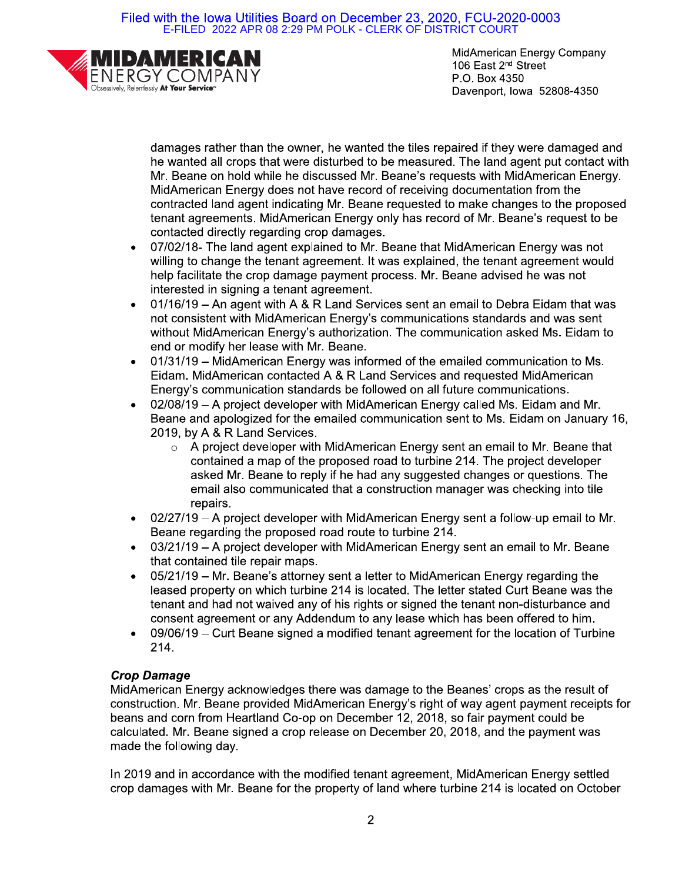damages rather than the owner, he wanted the tiles repaired if they were damaged and he wanted all crops that were disturbed to be measured. The land agent put contact with Mr. Beane on hold while he discussed Mr. Beane's requests with MidAmerican Energy. MidAmerican Energy does not have record of receiving documentation from the contracted land agent indicating Mr. Beane requested to make changes to the proposed tenant agreements. MidAmerican Energy only has record of Mr. Beane's request to be contacted directly regarding crop damages.

- 07/02/18- The land agent explained to Mr. Beane that MidAmerican Energy was not willing to change the tenant agreement. It was explained, the tenant agreement would help facilitate the crop damage payment process. Mr. Beane advised he was not interested in signing a tenant agreement.
- 01/16/19 – An agent with A & R Land Services sent an email to Debra Eidam that was not consistent with MidAmerican Energy's communications standards and was sent without MidAmerican Energy's authorization. The communication asked Ms. Eidam to end or modify her lease with Mr. Beane.
- 01/31/19 – MidAmerican Energy was informed of the emailed communication to Ms. Eidam. MidAmerican contacted A & R Land Services and requested MidAmerican Energy's communication standards be followed on all future communications.
- 02/08/19 – A project developer with MidAmerican Energy called Ms. Eidam and Mr. Beane and apologized for the emailed communication sent to Ms. Eidam on January 16, 2019, by A & R Land Services.
    - A project developer with MidAmerican Energy sent an email to Mr. Beane that contained a map of the proposed road to turbine 214. The project developer asked Mr. Beane to reply if he had any suggested changes or questions. The email also communicated that a construction manager was checking into tile repairs.
- 02/27/19 – A project developer with MidAmerican Energy sent a follow-up email to Mr. Beane regarding the proposed road route to turbine 214.
- 03/21/19 – A project developer with MidAmerican Energy sent an email to Mr. Beane that contained tile repair maps.
- 05/21/19 – Mr. Beane's attorney sent a letter to MidAmerican Energy regarding the leased property on which turbine 214 is located. The letter stated Curt Beane was the tenant and had not waived any of his rights or signed the tenant non-disturbance and consent agreement or any Addendum to any lease which has been offered to him.
- 09/06/19 – Curt Beane signed a modified tenant agreement for the location of Turbine 214.

***Crop Damage***

MidAmerican Energy acknowledges there was damage to the Beanes' crops as the result of construction. Mr. Beane provided MidAmerican Energy's right of way agent payment receipts for beans and corn from Heartland Co-op on December 12, 2018, so fair payment could be calculated. Mr. Beane signed a crop release on December 20, 2018, and the payment was made the following day.

In 2019 and in accordance with the modified tenant agreement, MidAmerican Energy settled crop damages with Mr. Beane for the property of land where turbine 214 is located on October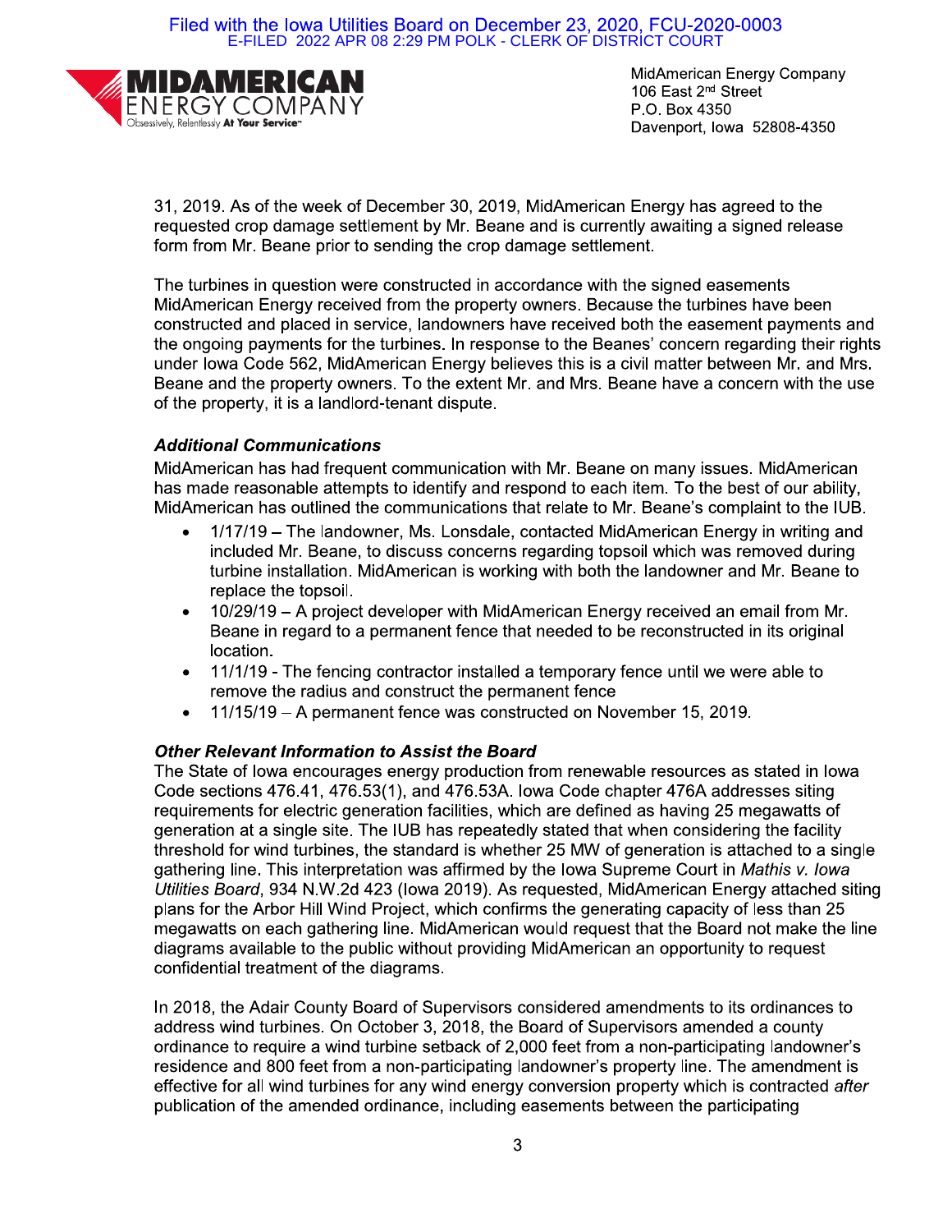31, 2019. As of the week of December 30, 2019, MidAmerican Energy has agreed to the requested crop damage settlement by Mr. Beane and is currently awaiting a signed release form from Mr. Beane prior to sending the crop damage settlement.

The turbines in question were constructed in accordance with the signed easements MidAmerican Energy received from the property owners. Because the turbines have been constructed and placed in service, landowners have received both the easement payments and the ongoing payments for the turbines. In response to the Beanes' concern regarding their rights under Iowa Code 562, MidAmerican Energy believes this is a civil matter between Mr. and Mrs. Beane and the property owners. To the extent Mr. and Mrs. Beane have a concern with the use of the property, it is a landlord-tenant dispute.

***Additional Communications***

MidAmerican has had frequent communication with Mr. Beane on many issues. MidAmerican has made reasonable attempts to identify and respond to each item. To the best of our ability, MidAmerican has outlined the communications that relate to Mr. Beane's complaint to the IUB.

- 1/17/19 – The landowner, Ms. Lonsdale, contacted MidAmerican Energy in writing and included Mr. Beane, to discuss concerns regarding topsoil which was removed during turbine installation. MidAmerican is working with both the landowner and Mr. Beane to replace the topsoil.
- 10/29/19 – A project developer with MidAmerican Energy received an email from Mr. Beane in regard to a permanent fence that needed to be reconstructed in its original location.
- 11/1/19 - The fencing contractor installed a temporary fence until we were able to remove the radius and construct the permanent fence
- 11/15/19 – A permanent fence was constructed on November 15, 2019.

***Other Relevant Information to Assist the Board***

The State of Iowa encourages energy production from renewable resources as stated in Iowa Code sections 476.41, 476.53(1), and 476.53A. Iowa Code chapter 476A addresses siting requirements for electric generation facilities, which are defined as having 25 megawatts of generation at a single site. The IUB has repeatedly stated that when considering the facility threshold for wind turbines, the standard is whether 25 MW of generation is attached to a single gathering line. This interpretation was affirmed by the Iowa Supreme Court in *Mathis v. Iowa Utilities Board*, 934 N.W.2d 423 (Iowa 2019). As requested, MidAmerican Energy attached siting plans for the Arbor Hill Wind Project, which confirms the generating capacity of less than 25 megawatts on each gathering line. MidAmerican would request that the Board not make the line diagrams available to the public without providing MidAmerican an opportunity to request confidential treatment of the diagrams.

In 2018, the Adair County Board of Supervisors considered amendments to its ordinances to address wind turbines. On October 3, 2018, the Board of Supervisors amended a county ordinance to require a wind turbine setback of 2,000 feet from a non-participating landowner's residence and 800 feet from a non-participating landowner's property line. The amendment is effective for all wind turbines for any wind energy conversion property which is contracted *after* publication of the amended ordinance, including easements between the participating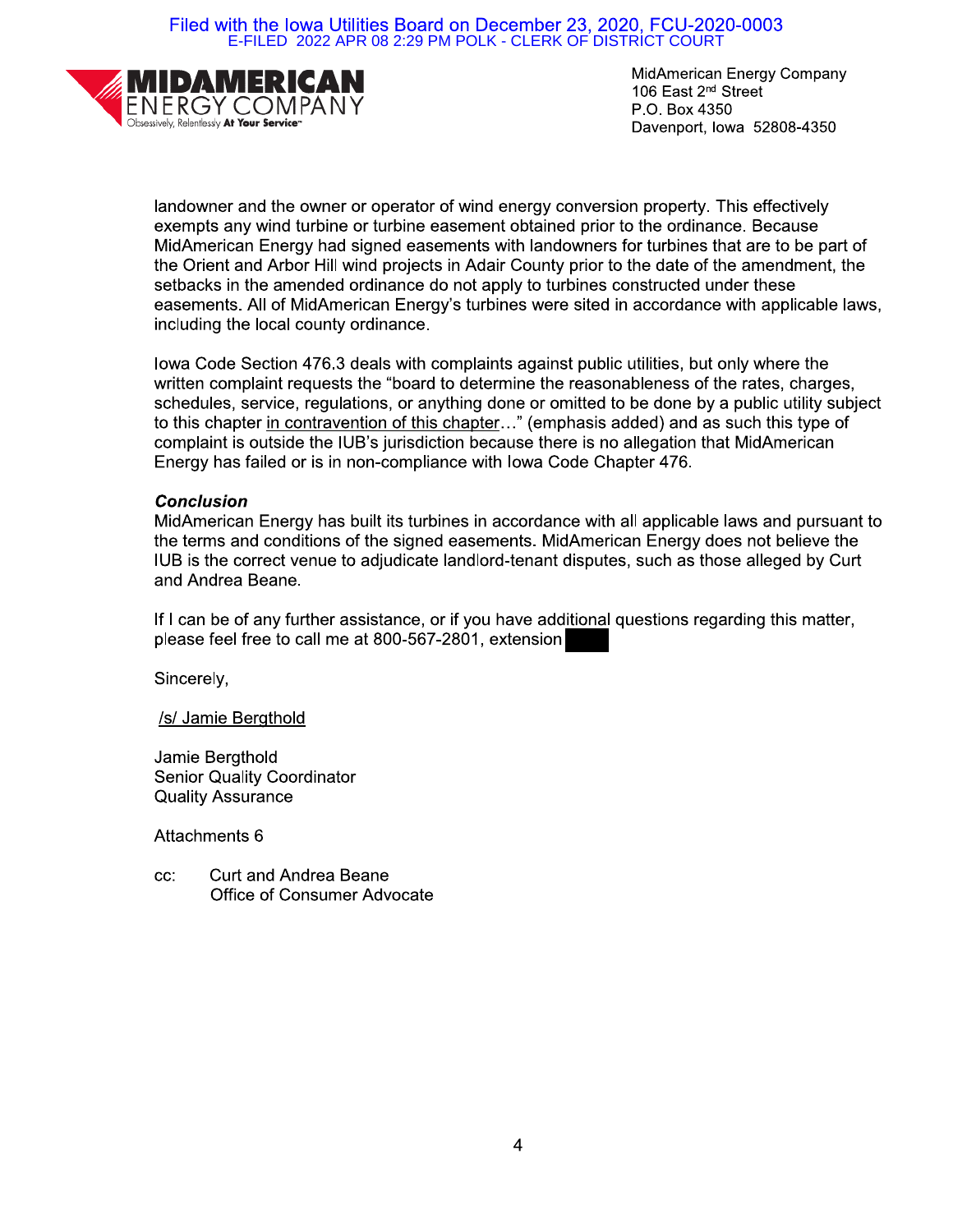Filed with the Iowa Utilities Board on December 23, 2020, FCU-2020-0003
E-FILED 2022 APR 08 2:29 PM POLK - CLERK OF DISTRICT COURT

**MIDAMERICAN ENERGY COMPANY**
Obsessively, Relentlessly **At Your Service**™

MidAmerican Energy Company
106 East 2nd Street
P.O. Box 4350
Davenport, Iowa 52808-4350

landowner and the owner or operator of wind energy conversion property. This effectively exempts any wind turbine or turbine easement obtained prior to the ordinance. Because MidAmerican Energy had signed easements with landowners for turbines that are to be part of the Orient and Arbor Hill wind projects in Adair County prior to the date of the amendment, the setbacks in the amended ordinance do not apply to turbines constructed under these easements. All of MidAmerican Energy's turbines were sited in accordance with applicable laws, including the local county ordinance.

Iowa Code Section 476.3 deals with complaints against public utilities, but only where the written complaint requests the "board to determine the reasonableness of the rates, charges, schedules, service, regulations, or anything done or omitted to be done by a public utility subject to this chapter <u>in contravention of this chapter</u>…" (emphasis added) and as such this type of complaint is outside the IUB's jurisdiction because there is no allegation that MidAmerican Energy has failed or is in non-compliance with Iowa Code Chapter 476.

***Conclusion***

MidAmerican Energy has built its turbines in accordance with all applicable laws and pursuant to the terms and conditions of the signed easements. MidAmerican Energy does not believe the IUB is the correct venue to adjudicate landlord-tenant disputes, such as those alleged by Curt and Andrea Beane.

If I can be of any further assistance, or if you have additional questions regarding this matter, please feel free to call me at 800-567-2801, extension [REDACTED]

Sincerely,

<u>/s/ Jamie Bergthold</u>

Jamie Bergthold
Senior Quality Coordinator
Quality Assurance

Attachments 6

cc: Curt and Andrea Beane
Office of Consumer Advocate